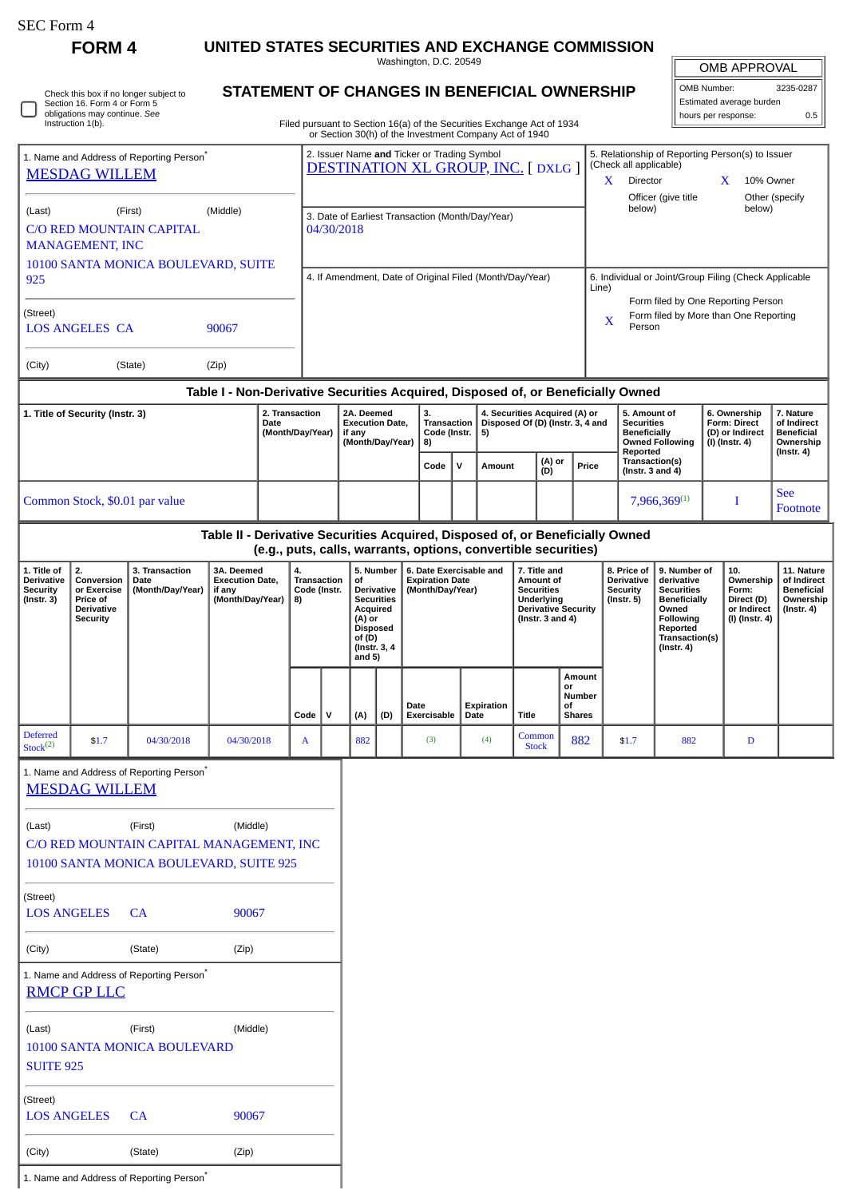SEC Form 4

**FORM 4**

# UNITED STATES SECURITIES AND EXCHANGE COMMISSION

Washington, D.C. 20549

## STATEMENT OF CHANGES IN BENEFICIAL OWNERSHIP

Filed pursuant to Section 16(a) of the Securities Exchange Act of 1934 or Section 30(h) of the Investment Company Act of 1940

| OMB APPROVAL | |
|---|---|
| OMB Number: | 3235-0287 |
| Estimated average burden | |
| hours per response: | 0.5 |

☐ Check this box if no longer subject to Section 16. Form 4 or Form 5 obligations may continue. *See* Instruction 1(b).

1. Name and Address of Reporting Person*
MESDAG WILLEM

(Last) (First) (Middle)
C/O RED MOUNTAIN CAPITAL MANAGEMENT, INC
10100 SANTA MONICA BOULEVARD, SUITE 925

(Street)
LOS ANGELES CA 90067

(City) (State) (Zip)

2. Issuer Name **and** Ticker or Trading Symbol
DESTINATION XL GROUP, INC. [ DXLG ]

3. Date of Earliest Transaction (Month/Day/Year)
04/30/2018

4. If Amendment, Date of Original Filed (Month/Day/Year)

5. Relationship of Reporting Person(s) to Issuer (Check all applicable)
X Director
X 10% Owner
Officer (give title below)
Other (specify below)

6. Individual or Joint/Group Filing (Check Applicable Line)
Form filed by One Reporting Person
X Form filed by More than One Reporting Person

### Table I - Non-Derivative Securities Acquired, Disposed of, or Beneficially Owned

| 1. Title of Security (Instr. 3) | 2. Transaction Date (Month/Day/Year) | 2A. Deemed Execution Date, if any (Month/Day/Year) | 3. Transaction Code (Instr. 8) | | 4. Securities Acquired (A) or Disposed Of (D) (Instr. 3, 4 and 5) | | | 5. Amount of Securities Beneficially Owned Following Reported Transaction(s) (Instr. 3 and 4) | 6. Ownership Form: Direct (D) or Indirect (I) (Instr. 4) | 7. Nature of Indirect Beneficial Ownership (Instr. 4) |
|---|---|---|---|---|---|---|---|---|---|---|
| | | | Code | V | Amount | (A) or (D) | Price | | | |
| Common Stock, $0.01 par value | | | | | | | | 7,966,369[1] | I | See Footnote |

### Table II - Derivative Securities Acquired, Disposed of, or Beneficially Owned (e.g., puts, calls, warrants, options, convertible securities)

| 1. Title of Derivative Security (Instr. 3) | 2. Conversion or Exercise Price of Derivative Security | 3. Transaction Date (Month/Day/Year) | 3A. Deemed Execution Date, if any (Month/Day/Year) | 4. Transaction Code (Instr. 8) | | 5. Number of Derivative Securities Acquired (A) or Disposed of (D) (Instr. 3, 4 and 5) | | 6. Date Exercisable and Expiration Date (Month/Day/Year) | | 7. Title and Amount of Securities Underlying Derivative Security (Instr. 3 and 4) | | 8. Price of Derivative Security (Instr. 5) | 9. Number of derivative Securities Beneficially Owned Following Reported Transaction(s) (Instr. 4) | 10. Ownership Form: Direct (D) or Indirect (I) (Instr. 4) | 11. Nature of Indirect Beneficial Ownership (Instr. 4) |
|---|---|---|---|---|---|---|---|---|---|---|---|---|---|---|---|
| | | | | Code | V | (A) | (D) | Date Exercisable | Expiration Date | Title | Amount or Number of Shares | | | | |
| Deferred Stock[2] | $1.7 | 04/30/2018 | 04/30/2018 | A | | 882 | | (3) | (4) | Common Stock | 882 | $1.7 | 882 | D | |

1. Name and Address of Reporting Person*
MESDAG WILLEM

(Last) (First) (Middle)
C/O RED MOUNTAIN CAPITAL MANAGEMENT, INC
10100 SANTA MONICA BOULEVARD, SUITE 925

(Street)
LOS ANGELES CA 90067

(City) (State) (Zip)

1. Name and Address of Reporting Person*
RMCP GP LLC

(Last) (First) (Middle)
10100 SANTA MONICA BOULEVARD
SUITE 925

(Street)
LOS ANGELES CA 90067

(City) (State) (Zip)

1. Name and Address of Reporting Person*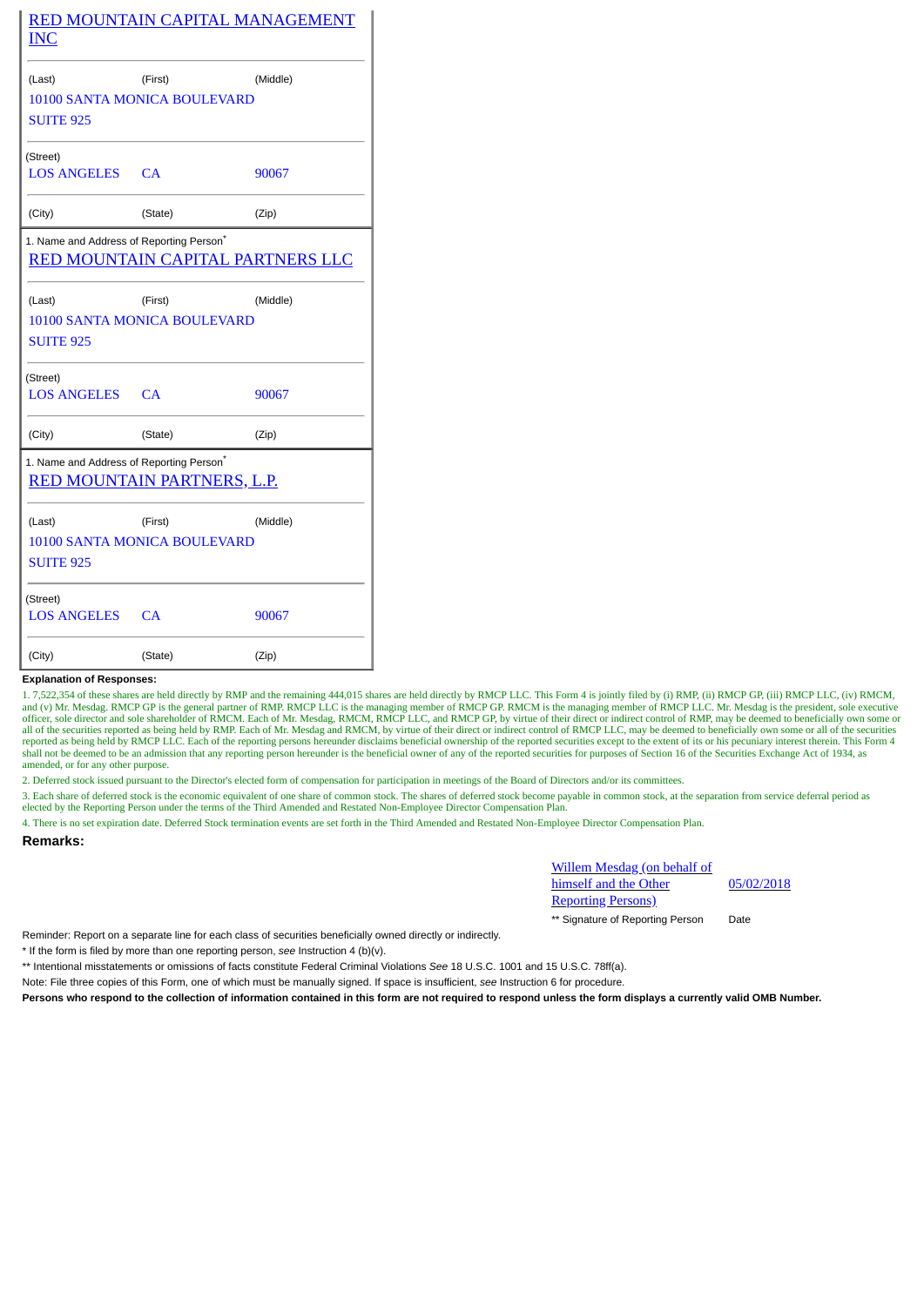RED MOUNTAIN CAPITAL MANAGEMENT INC

| (Last) | (First) | (Middle) |
|---|---|---|
| 10100 SANTA MONICA BOULEVARD SUITE 925 | | |

(Street)

| LOS ANGELES | CA | 90067 |
|---|---|---|
| (City) | (State) | (Zip) |

1. Name and Address of Reporting Person*

RED MOUNTAIN CAPITAL PARTNERS LLC

| (Last) | (First) | (Middle) |
|---|---|---|
| 10100 SANTA MONICA BOULEVARD SUITE 925 | | |

(Street)

| LOS ANGELES | CA | 90067 |
|---|---|---|
| (City) | (State) | (Zip) |

1. Name and Address of Reporting Person*

RED MOUNTAIN PARTNERS, L.P.

| (Last) | (First) | (Middle) |
|---|---|---|
| 10100 SANTA MONICA BOULEVARD SUITE 925 | | |

(Street)

| LOS ANGELES | CA | 90067 |
|---|---|---|
| (City) | (State) | (Zip) |

**Explanation of Responses:**

1. 7,522,354 of these shares are held directly by RMP and the remaining 444,015 shares are held directly by RMCP LLC. This Form 4 is jointly filed by (i) RMP, (ii) RMCP GP, (iii) RMCP LLC, (iv) RMCM, and (v) Mr. Mesdag. RMCP GP is the general partner of RMP. RMCP LLC is the managing member of RMCP GP. RMCM is the managing member of RMCP LLC. Mr. Mesdag is the president, sole executive officer, sole director and sole shareholder of RMCM. Each of Mr. Mesdag, RMCM, RMCP LLC, and RMCP GP, by virtue of their direct or indirect control of RMP, may be deemed to beneficially own some or all of the securities reported as being held by RMP. Each of Mr. Mesdag and RMCM, by virtue of their direct or indirect control of RMCP LLC, may be deemed to beneficially own some or all of the securities reported as being held by RMCP LLC. Each of the reporting persons hereunder disclaims beneficial ownership of the reported securities except to the extent of its or his pecuniary interest therein. This Form 4 shall not be deemed to be an admission that any reporting person hereunder is the beneficial owner of any of the reported securities for purposes of Section 16 of the Securities Exchange Act of 1934, as amended, or for any other purpose.

2. Deferred stock issued pursuant to the Director's elected form of compensation for participation in meetings of the Board of Directors and/or its committees.

3. Each share of deferred stock is the economic equivalent of one share of common stock. The shares of deferred stock become payable in common stock, at the separation from service deferral period as elected by the Reporting Person under the terms of the Third Amended and Restated Non-Employee Director Compensation Plan.

4. There is no set expiration date. Deferred Stock termination events are set forth in the Third Amended and Restated Non-Employee Director Compensation Plan.

**Remarks:**

| Willem Mesdag (on behalf of himself and the Other Reporting Persons) | 05/02/2018 |
|---|---|
| ** Signature of Reporting Person | Date |

Reminder: Report on a separate line for each class of securities beneficially owned directly or indirectly.

* If the form is filed by more than one reporting person, *see* Instruction 4 (b)(v).

** Intentional misstatements or omissions of facts constitute Federal Criminal Violations *See* 18 U.S.C. 1001 and 15 U.S.C. 78ff(a).

Note: File three copies of this Form, one of which must be manually signed. If space is insufficient, *see* Instruction 6 for procedure.

**Persons who respond to the collection of information contained in this form are not required to respond unless the form displays a currently valid OMB Number.**